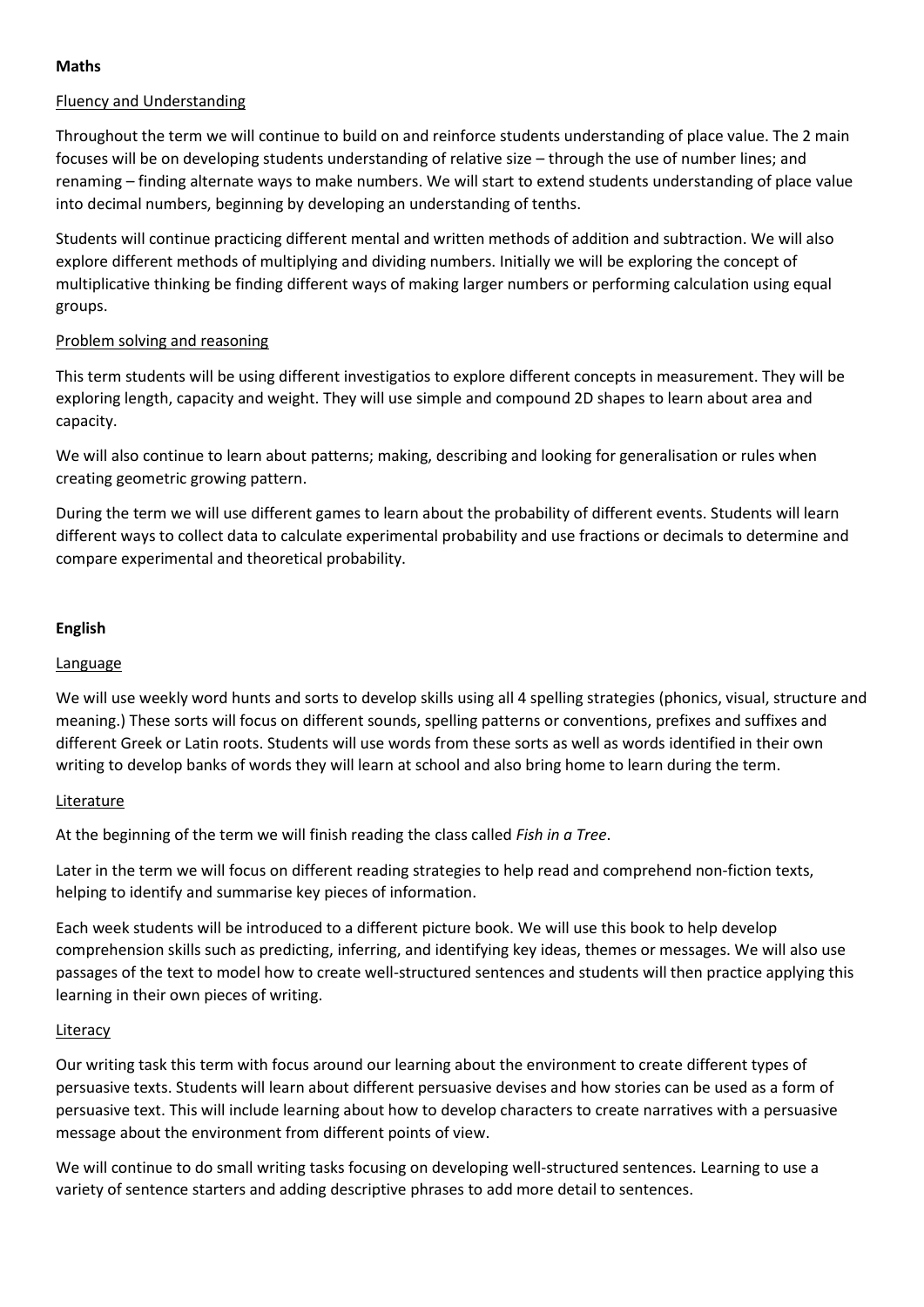**Maths**

Fluency and Understanding

Throughout the term we will continue to build on and reinforce students understanding of place value. The 2 main focuses will be on developing students understanding of relative size – through the use of number lines; and renaming – finding alternate ways to make numbers. We will start to extend students understanding of place value into decimal numbers, beginning by developing an understanding of tenths.

Students will continue practicing different mental and written methods of addition and subtraction. We will also explore different methods of multiplying and dividing numbers. Initially we will be exploring the concept of multiplicative thinking be finding different ways of making larger numbers or performing calculation using equal groups.

Problem solving and reasoning

This term students will be using different investigatios to explore different concepts in measurement. They will be exploring length, capacity and weight. They will use simple and compound 2D shapes to learn about area and capacity.

We will also continue to learn about patterns; making, describing and looking for generalisation or rules when creating geometric growing pattern.

During the term we will use different games to learn about the probability of different events. Students will learn different ways to collect data to calculate experimental probability and use fractions or decimals to determine and compare experimental and theoretical probability.

**English**

Language

We will use weekly word hunts and sorts to develop skills using all 4 spelling strategies (phonics, visual, structure and meaning.) These sorts will focus on different sounds, spelling patterns or conventions, prefixes and suffixes and different Greek or Latin roots. Students will use words from these sorts as well as words identified in their own writing to develop banks of words they will learn at school and also bring home to learn during the term.

Literature

At the beginning of the term we will finish reading the class called *Fish in a Tree*.

Later in the term we will focus on different reading strategies to help read and comprehend non-fiction texts, helping to identify and summarise key pieces of information.

Each week students will be introduced to a different picture book. We will use this book to help develop comprehension skills such as predicting, inferring, and identifying key ideas, themes or messages. We will also use passages of the text to model how to create well-structured sentences and students will then practice applying this learning in their own pieces of writing.

Literacy

Our writing task this term with focus around our learning about the environment to create different types of persuasive texts. Students will learn about different persuasive devises and how stories can be used as a form of persuasive text. This will include learning about how to develop characters to create narratives with a persuasive message about the environment from different points of view.

We will continue to do small writing tasks focusing on developing well-structured sentences. Learning to use a variety of sentence starters and adding descriptive phrases to add more detail to sentences.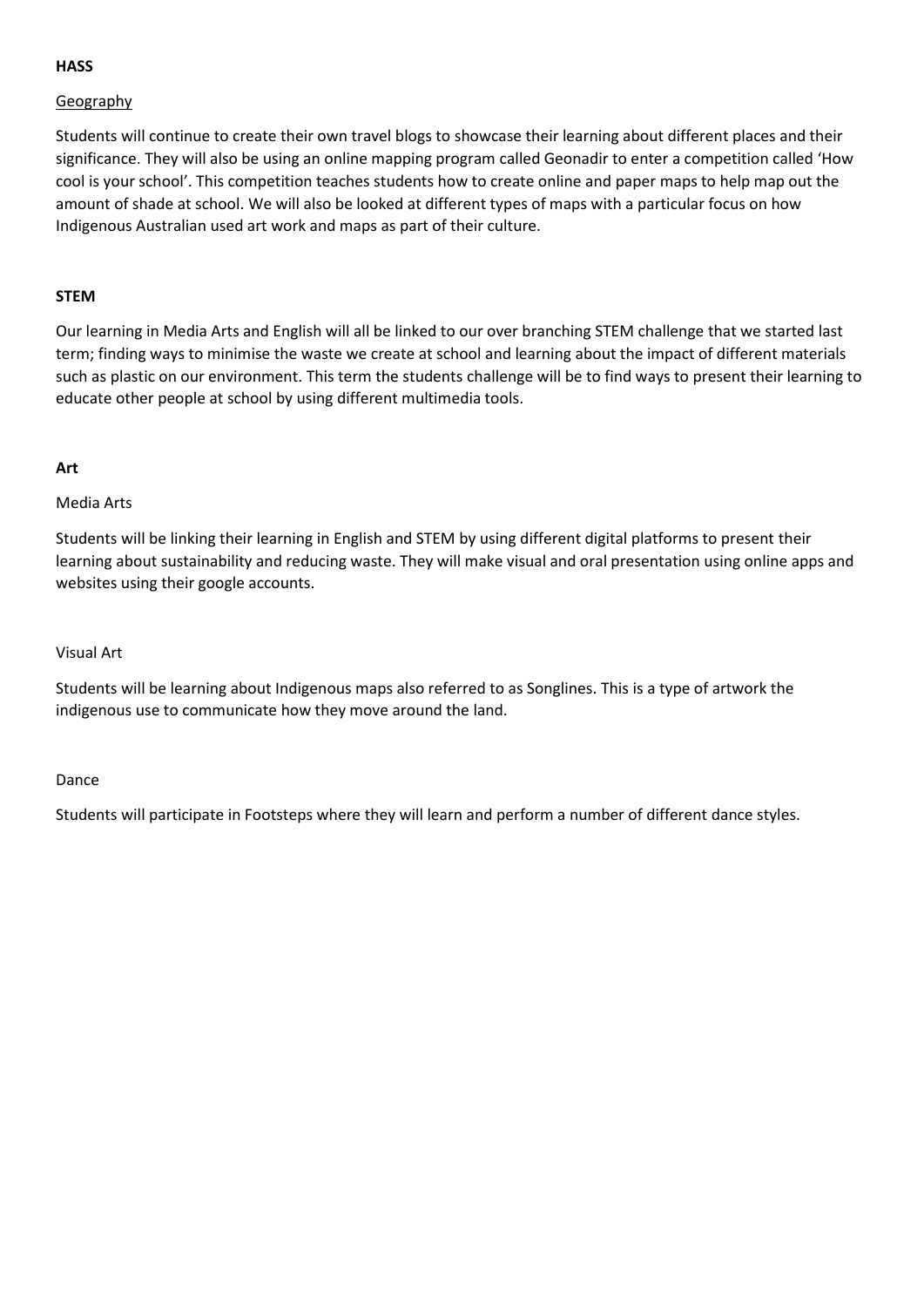**HASS**

Geography

Students will continue to create their own travel blogs to showcase their learning about different places and their significance. They will also be using an online mapping program called Geonadir to enter a competition called 'How cool is your school'. This competition teaches students how to create online and paper maps to help map out the amount of shade at school. We will also be looked at different types of maps with a particular focus on how Indigenous Australian used art work and maps as part of their culture.

**STEM**

Our learning in Media Arts and English will all be linked to our over branching STEM challenge that we started last term; finding ways to minimise the waste we create at school and learning about the impact of different materials such as plastic on our environment. This term the students challenge will be to find ways to present their learning to educate other people at school by using different multimedia tools.

**Art**

Media Arts

Students will be linking their learning in English and STEM by using different digital platforms to present their learning about sustainability and reducing waste. They will make visual and oral presentation using online apps and websites using their google accounts.

Visual Art

Students will be learning about Indigenous maps also referred to as Songlines. This is a type of artwork the indigenous use to communicate how they move around the land.

Dance

Students will participate in Footsteps where they will learn and perform a number of different dance styles.